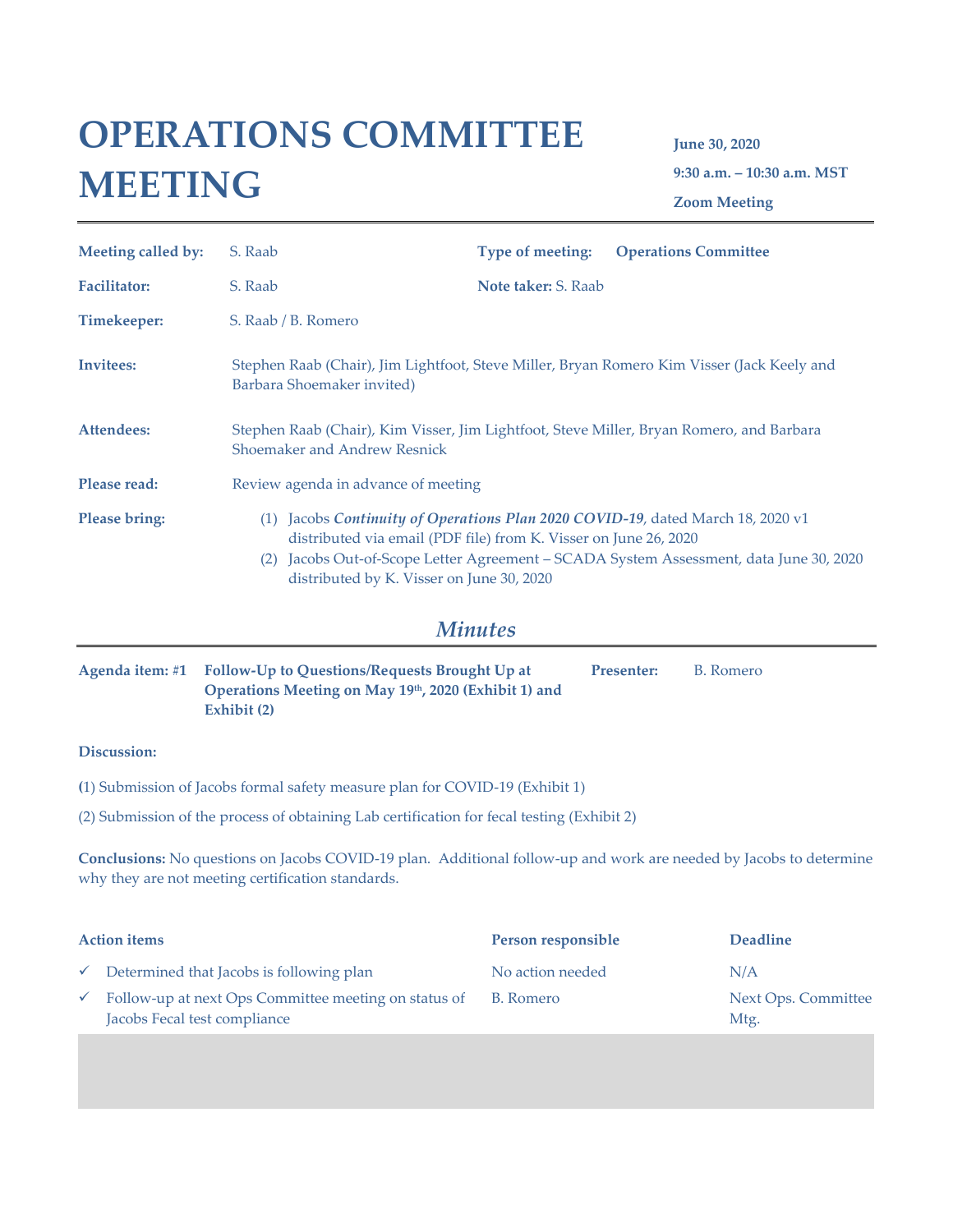# OPERATIONS COMMITTEE MEETING

**June 30, 2020**

**9:30 a.m. – 10:30 a.m. MST**

**Zoom Meeting**

---

| | | | |
|---|---|---|---|
| **Meeting called by:** | S. Raab | **Type of meeting:** | **Operations Committee** |
| **Facilitator:** | S. Raab | **Note taker:** S. Raab | |
| **Timekeeper:** | S. Raab / B. Romero | | |

**Invitees:** Stephen Raab (Chair), Jim Lightfoot, Steve Miller, Bryan Romero Kim Visser (Jack Keely and Barbara Shoemaker invited)

**Attendees:** Stephen Raab (Chair), Kim Visser, Jim Lightfoot, Steve Miller, Bryan Romero, and Barbara Shoemaker and Andrew Resnick

**Please read:** Review agenda in advance of meeting

**Please bring:**

(1) Jacobs ***Continuity of Operations Plan 2020 COVID-19***, dated March 18, 2020 v1 distributed via email (PDF file) from K. Visser on June 26, 2020

(2) Jacobs Out-of-Scope Letter Agreement – SCADA System Assessment, data June 30, 2020 distributed by K. Visser on June 30, 2020

## *Minutes*

---

**Agenda item: #1** **Follow-Up to Questions/Requests Brought Up at Operations Meeting on May 19th, 2020 (Exhibit 1) and Exhibit (2)** **Presenter:** B. Romero

**Discussion:**

**(**1) Submission of Jacobs formal safety measure plan for COVID-19 (Exhibit 1)

(2) Submission of the process of obtaining Lab certification for fecal testing (Exhibit 2)

**Conclusions:** No questions on Jacobs COVID-19 plan. Additional follow-up and work are needed by Jacobs to determine why they are not meeting certification standards.

| Action items | Person responsible | Deadline |
|---|---|---|
| ✓ Determined that Jacobs is following plan | No action needed | N/A |
| ✓ Follow-up at next Ops Committee meeting on status of Jacobs Fecal test compliance | B. Romero | Next Ops. Committee Mtg. |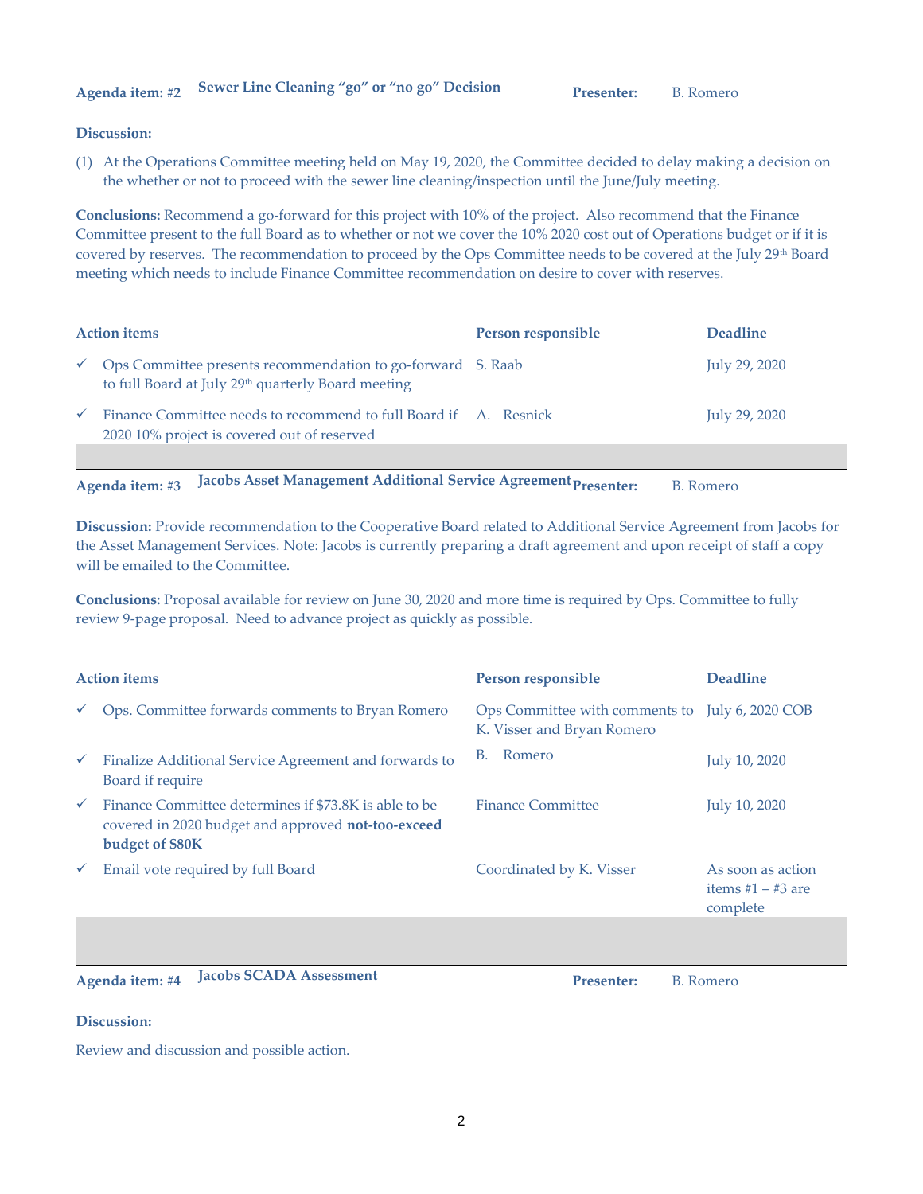| **Agenda item: #2** | **Sewer Line Cleaning "go" or "no go" Decision** | **Presenter:** | B. Romero |
|---|---|---|---|

**Discussion:**

(1) At the Operations Committee meeting held on May 19, 2020, the Committee decided to delay making a decision on the whether or not to proceed with the sewer line cleaning/inspection until the June/July meeting.

**Conclusions:** Recommend a go-forward for this project with 10% of the project. Also recommend that the Finance Committee present to the full Board as to whether or not we cover the 10% 2020 cost out of Operations budget or if it is covered by reserves. The recommendation to proceed by the Ops Committee needs to be covered at the July 29th Board meeting which needs to include Finance Committee recommendation on desire to cover with reserves.

| Action items | Person responsible | Deadline |
|---|---|---|
| ✓ Ops Committee presents recommendation to go-forward to full Board at July 29th quarterly Board meeting | S. Raab | July 29, 2020 |
| ✓ Finance Committee needs to recommend to full Board if 2020 10% project is covered out of reserved | A. Resnick | July 29, 2020 |

| **Agenda item: #3** | **Jacobs Asset Management Additional Service Agreement** | **Presenter:** | B. Romero |
|---|---|---|---|

**Discussion:** Provide recommendation to the Cooperative Board related to Additional Service Agreement from Jacobs for the Asset Management Services. Note: Jacobs is currently preparing a draft agreement and upon receipt of staff a copy will be emailed to the Committee.

**Conclusions:** Proposal available for review on June 30, 2020 and more time is required by Ops. Committee to fully review 9-page proposal. Need to advance project as quickly as possible.

| Action items | Person responsible | Deadline |
|---|---|---|
| ✓ Ops. Committee forwards comments to Bryan Romero | Ops Committee with comments to K. Visser and Bryan Romero | July 6, 2020 COB |
| ✓ Finalize Additional Service Agreement and forwards to Board if require | B. Romero | July 10, 2020 |
| ✓ Finance Committee determines if $73.8K is able to be covered in 2020 budget and approved **not-too-exceed budget of $80K** | Finance Committee | July 10, 2020 |
| ✓ Email vote required by full Board | Coordinated by K. Visser | As soon as action items #1 – #3 are complete |

| **Agenda item: #4** | **Jacobs SCADA Assessment** | **Presenter:** | B. Romero |
|---|---|---|---|

**Discussion:**

Review and discussion and possible action.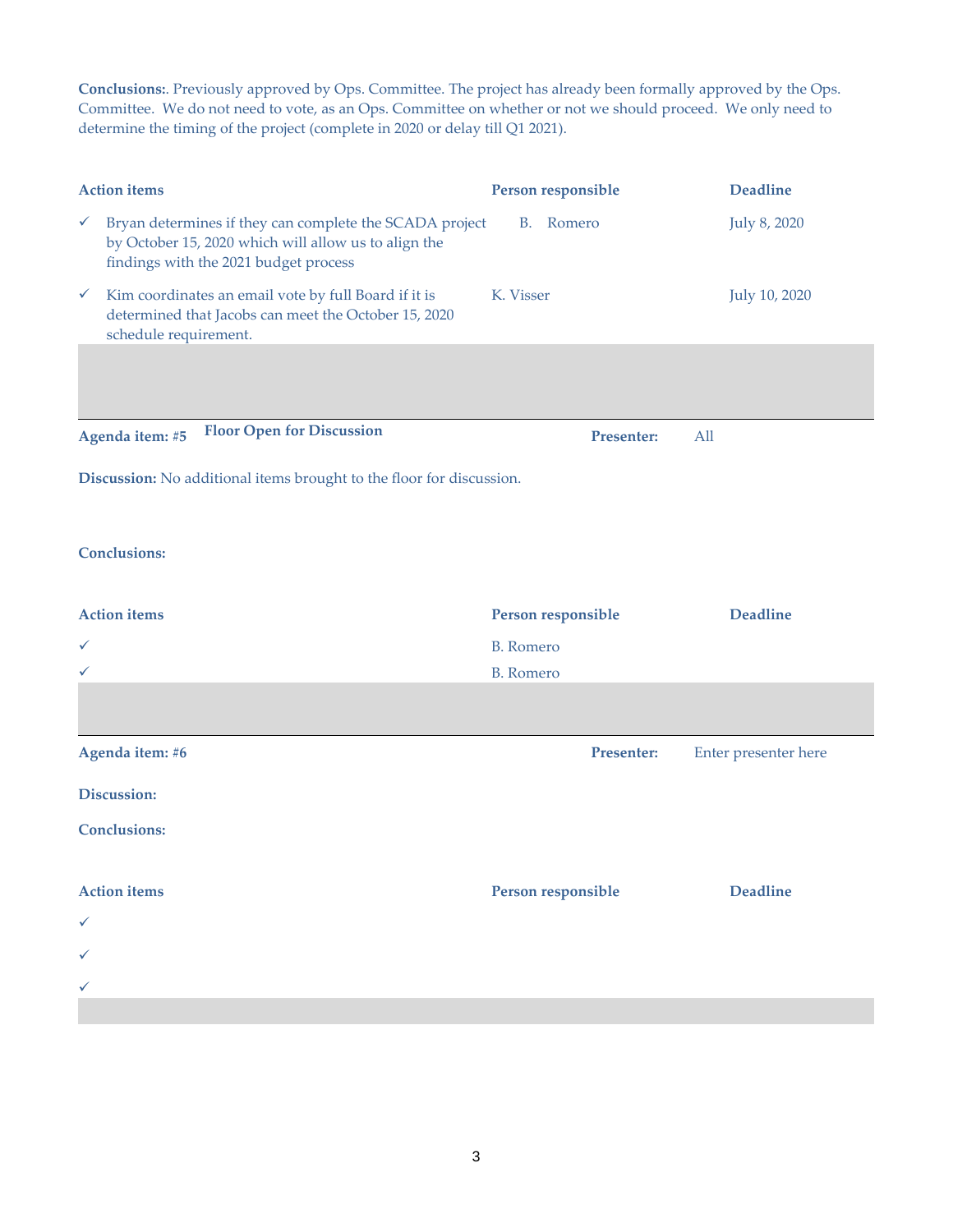**Conclusions:**. Previously approved by Ops. Committee. The project has already been formally approved by the Ops. Committee. We do not need to vote, as an Ops. Committee on whether or not we should proceed. We only need to determine the timing of the project (complete in 2020 or delay till Q1 2021).

| Action items | Person responsible | Deadline |
| --- | --- | --- |
| ✓ Bryan determines if they can complete the SCADA project by October 15, 2020 which will allow us to align the findings with the 2021 budget process | B. Romero | July 8, 2020 |
| ✓ Kim coordinates an email vote by full Board if it is determined that Jacobs can meet the October 15, 2020 schedule requirement. | K. Visser | July 10, 2020 |

**Agenda item: #5** **Floor Open for Discussion** **Presenter:** All

**Discussion:** No additional items brought to the floor for discussion.

**Conclusions:**

| Action items | Person responsible | Deadline |
| --- | --- | --- |
| ✓ | B. Romero | |
| ✓ | B. Romero | |

**Agenda item: #6** **Presenter:** Enter presenter here

**Discussion:**

**Conclusions:**

| Action items | Person responsible | Deadline |
| --- | --- | --- |
| ✓ | | |
| ✓ | | |
| ✓ | | |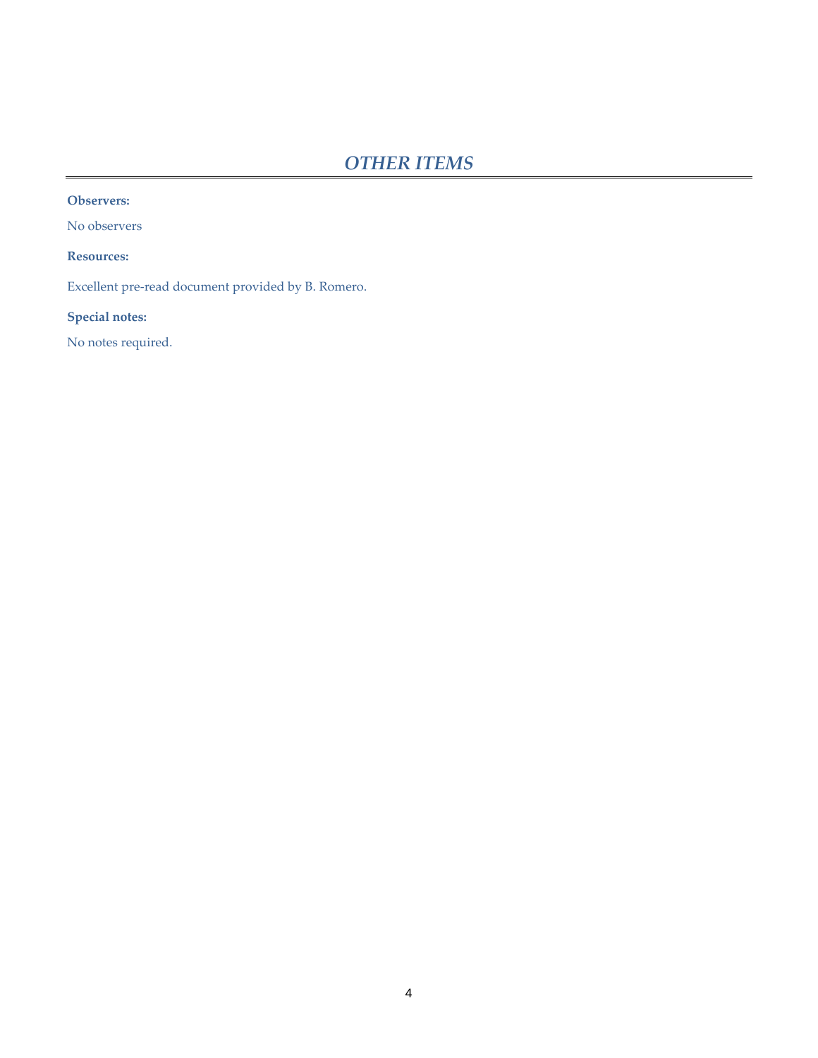## *OTHER ITEMS*

**Observers:**

No observers

**Resources:**

Excellent pre-read document provided by B. Romero.

**Special notes:**

No notes required.